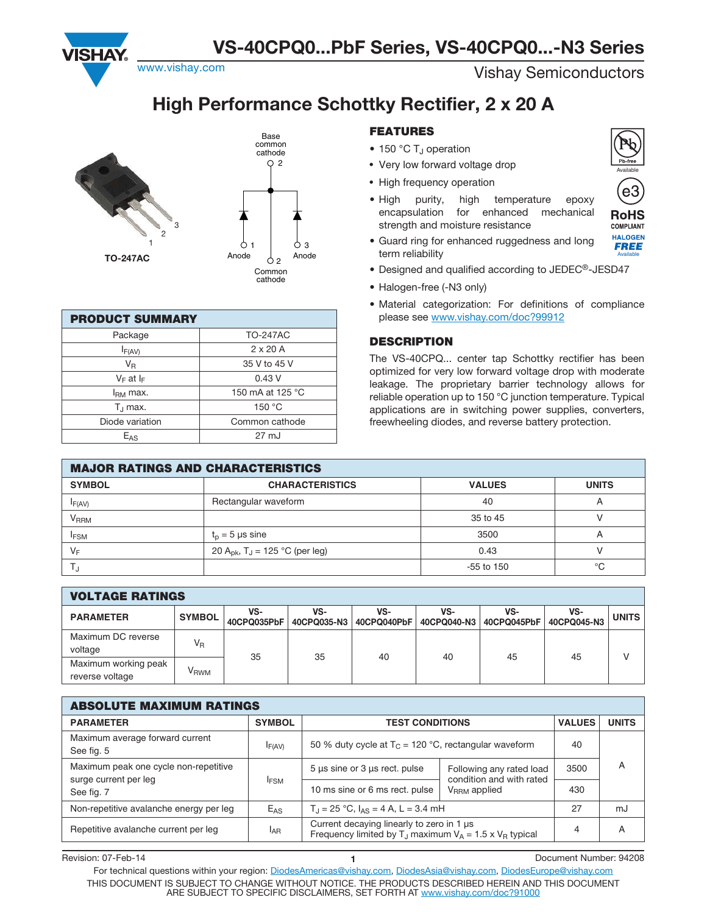# VS-40CPQ0...PbF Series, VS-40CPQ0...-N3 Series

www.vishay.com

Vishay Semiconductors

## High Performance Schottky Rectifier, 2 x 20 A

TO-247AC

Base common cathode 2

1 Anode, 2 Common cathode, 3 Anode

### FEATURES

- 150 °C $T_J$ operation
- Very low forward voltage drop
- High frequency operation
- High purity, high temperature epoxy encapsulation for enhanced mechanical strength and moisture resistance
- Guard ring for enhanced ruggedness and long term reliability
- Designed and qualified according to JEDEC®-JESD47
- Halogen-free (-N3 only)
- Material categorization: For definitions of compliance please see www.vishay.com/doc?99912

Pb-free Available | e3 | RoHS COMPLIANT | HALOGEN FREE Available

### PRODUCT SUMMARY

| PRODUCT SUMMARY | |
|---|---|
| Package | TO-247AC |
| $I_{F(AV)}$ | 2 x 20 A |
| $V_R$ | 35 V to 45 V |
| $V_F$ at $I_F$ | 0.43 V |
| $I_{RM}$ max. | 150 mA at 125 °C |
| $T_J$ max. | 150 °C |
| Diode variation | Common cathode |
| $E_{AS}$ | 27 mJ |

### DESCRIPTION

The VS-40CPQ... center tap Schottky rectifier has been optimized for very low forward voltage drop with moderate leakage. The proprietary barrier technology allows for reliable operation up to 150 °C junction temperature. Typical applications are in switching power supplies, converters, freewheeling diodes, and reverse battery protection.

### MAJOR RATINGS AND CHARACTERISTICS

| SYMBOL | CHARACTERISTICS | VALUES | UNITS |
|---|---|---|---|
| $I_{F(AV)}$ | Rectangular waveform | 40 | A |
| $V_{RRM}$ | | 35 to 45 | V |
| $I_{FSM}$ | $t_p$ = 5 µs sine | 3500 | A |
| $V_F$ | 20 $A_{pk}$, $T_J$ = 125 °C (per leg) | 0.43 | V |
| $T_J$ | | -55 to 150 | °C |

### VOLTAGE RATINGS

| PARAMETER | SYMBOL | VS-40CPQ035PbF | VS-40CPQ035-N3 | VS-40CPQ040PbF | VS-40CPQ040-N3 | VS-40CPQ045PbF | VS-40CPQ045-N3 | UNITS |
|---|---|---|---|---|---|---|---|---|
| Maximum DC reverse voltage | $V_R$ | 35 | 35 | 40 | 40 | 45 | 45 | V |
| Maximum working peak reverse voltage | $V_{RWM}$ | | | | | | | |

### ABSOLUTE MAXIMUM RATINGS

| PARAMETER | SYMBOL | TEST CONDITIONS | | VALUES | UNITS |
|---|---|---|---|---|---|
| Maximum average forward current<br>See fig. 5 | $I_{F(AV)}$ | 50 % duty cycle at $T_C$ = 120 °C, rectangular waveform | | 40 | A |
| Maximum peak one cycle non-repetitive surge current per leg<br>See fig. 7 | $I_{FSM}$ | 5 µs sine or 3 µs rect. pulse | Following any rated load condition and with rated $V_{RRM}$ applied | 3500 | |
| | | 10 ms sine or 6 ms rect. pulse | | 430 | |
| Non-repetitive avalanche energy per leg | $E_{AS}$ | $T_J$ = 25 °C, $I_{AS}$ = 4 A, L = 3.4 mH | | 27 | mJ |
| Repetitive avalanche current per leg | $I_{AR}$ | Current decaying linearly to zero in 1 µs<br>Frequency limited by $T_J$ maximum $V_A$ = 1.5 x $V_R$ typical | | 4 | A |

Revision: 07-Feb-14

Document Number: 94208

For technical questions within your region: DiodesAmericas@vishay.com, DiodesAsia@vishay.com, DiodesEurope@vishay.com

THIS DOCUMENT IS SUBJECT TO CHANGE WITHOUT NOTICE. THE PRODUCTS DESCRIBED HEREIN AND THIS DOCUMENT ARE SUBJECT TO SPECIFIC DISCLAIMERS, SET FORTH AT www.vishay.com/doc?91000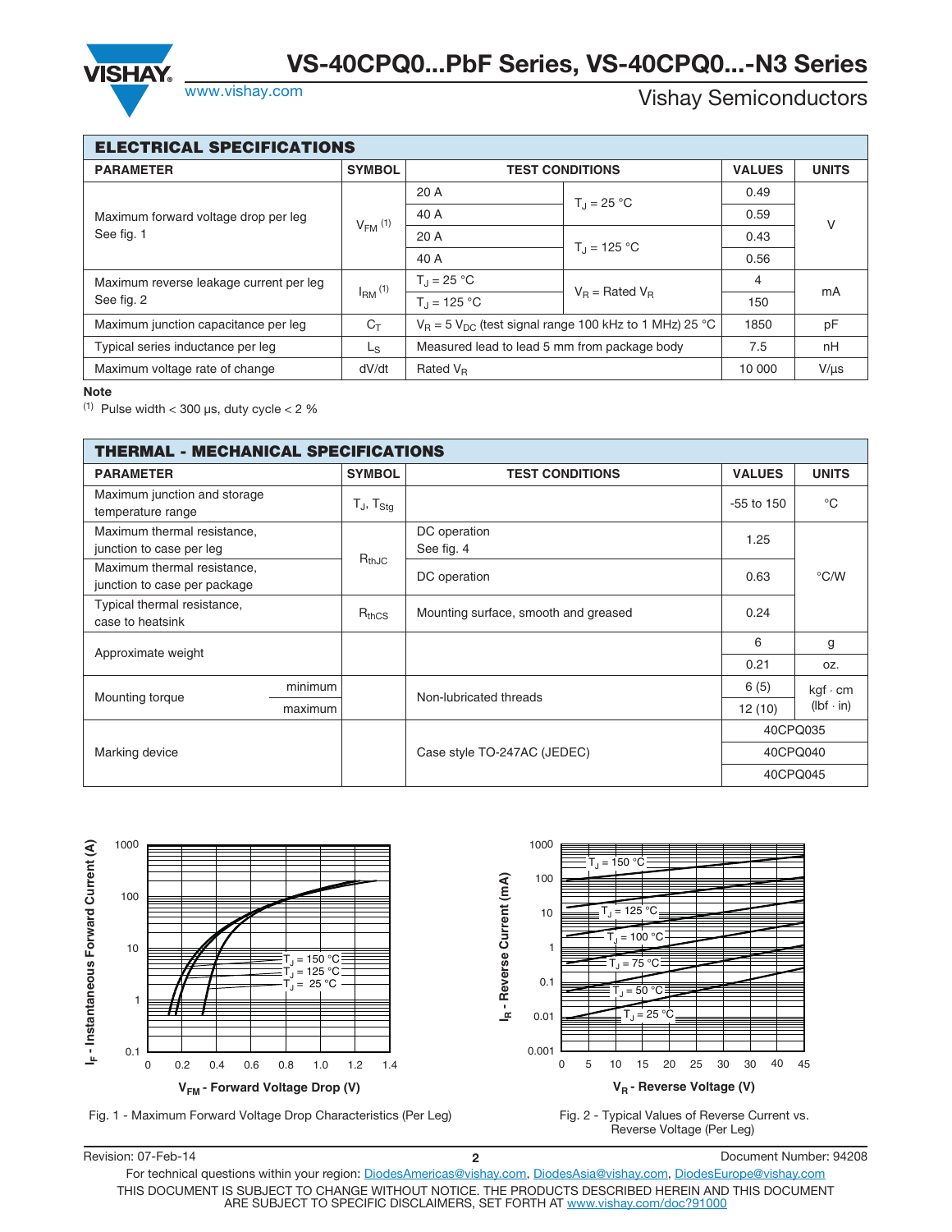## ELECTRICAL SPECIFICATIONS

| PARAMETER | SYMBOL | TEST CONDITIONS | | VALUES | UNITS |
|---|---|---|---|---|---|
| Maximum forward voltage drop per leg<br>See fig. 1 | $V_{FM}$ (1) | 20 A | $T_J$ = 25 °C | 0.49 | V |
| | | 40 A | | 0.59 | |
| | | 20 A | $T_J$ = 125 °C | 0.43 | |
| | | 40 A | | 0.56 | |
| Maximum reverse leakage current per leg<br>See fig. 2 | $I_{RM}$ (1) | $T_J$ = 25 °C | $V_R$ = Rated $V_R$ | 4 | mA |
| | | $T_J$ = 125 °C | | 150 | |
| Maximum junction capacitance per leg | $C_T$ | $V_R$ = 5 $V_{DC}$ (test signal range 100 kHz to 1 MHz) 25 °C | | 1850 | pF |
| Typical series inductance per leg | $L_S$ | Measured lead to lead 5 mm from package body | | 7.5 | nH |
| Maximum voltage rate of change | dV/dt | Rated $V_R$ | | 10 000 | V/µs |

**Note**

(1) Pulse width < 300 µs, duty cycle < 2 %

## THERMAL - MECHANICAL SPECIFICATIONS

| PARAMETER | | SYMBOL | TEST CONDITIONS | VALUES | UNITS |
|---|---|---|---|---|---|
| Maximum junction and storage temperature range | | $T_J$, $T_{Stg}$ | | -55 to 150 | °C |
| Maximum thermal resistance, junction to case per leg | | $R_{thJC}$ | DC operation<br>See fig. 4 | 1.25 | °C/W |
| Maximum thermal resistance, junction to case per package | | | DC operation | 0.63 | |
| Typical thermal resistance, case to heatsink | | $R_{thCS}$ | Mounting surface, smooth and greased | 0.24 | |
| Approximate weight | | | | 6 | g |
| | | | | 0.21 | oz. |
| Mounting torque | minimum | | Non-lubricated threads | 6 (5) | kgf · cm<br>(lbf · in) |
| | maximum | | | 12 (10) | |
| Marking device | | | Case style TO-247AC (JEDEC) | 40CPQ035 | |
| | | | | 40CPQ040 | |
| | | | | 40CPQ045 | |

Fig. 1 - Maximum Forward Voltage Drop Characteristics (Per Leg)

Fig. 2 - Typical Values of Reverse Current vs. Reverse Voltage (Per Leg)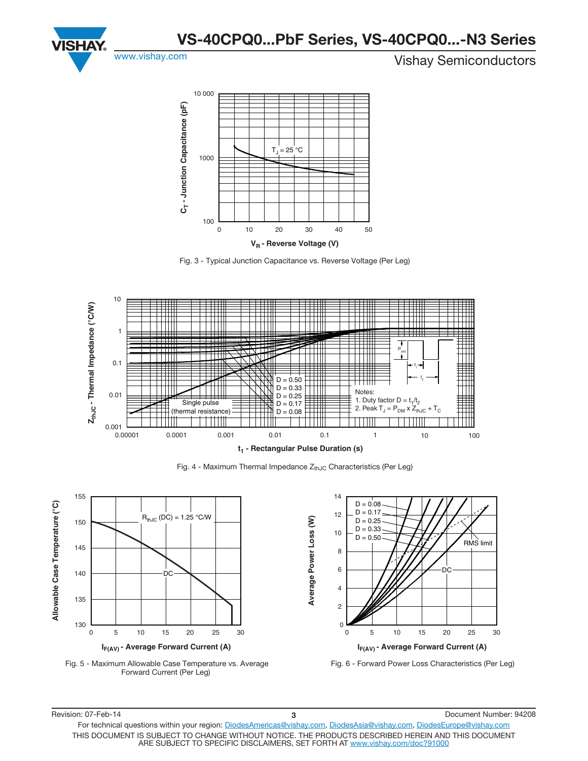Fig. 3 - Typical Junction Capacitance vs. Reverse Voltage (Per Leg)

Fig. 4 - Maximum Thermal Impedance $Z_{thJC}$ Characteristics (Per Leg)

Fig. 5 - Maximum Allowable Case Temperature vs. Average Forward Current (Per Leg)

Fig. 6 - Forward Power Loss Characteristics (Per Leg)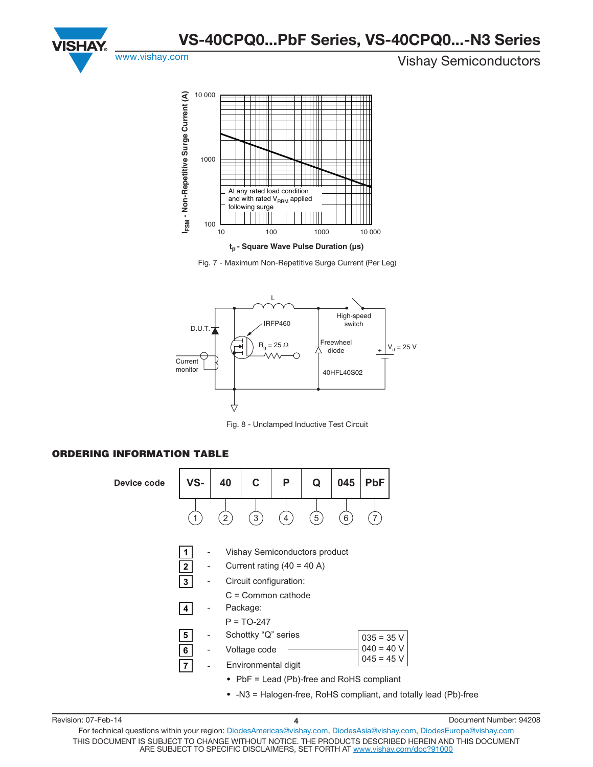Fig. 7 - Maximum Non-Repetitive Surge Current (Per Leg)

Fig. 8 - Unclamped Inductive Test Circuit

## ORDERING INFORMATION TABLE

| Device code | VS- | 40 | C | P | Q | 045 | PbF |
|---|---|---|---|---|---|---|---|
| | 1 | 2 | 3 | 4 | 5 | 6 | 7 |

1 - Vishay Semiconductors product

2 - Current rating (40 = 40 A)

3 - Circuit configuration:

C = Common cathode

4 - Package:

P = TO-247

5 - Schottky "Q" series

6 - Voltage code (035 = 35 V, 040 = 40 V, 045 = 45 V)

7 - Environmental digit

- PbF = Lead (Pb)-free and RoHS compliant
- -N3 = Halogen-free, RoHS compliant, and totally lead (Pb)-free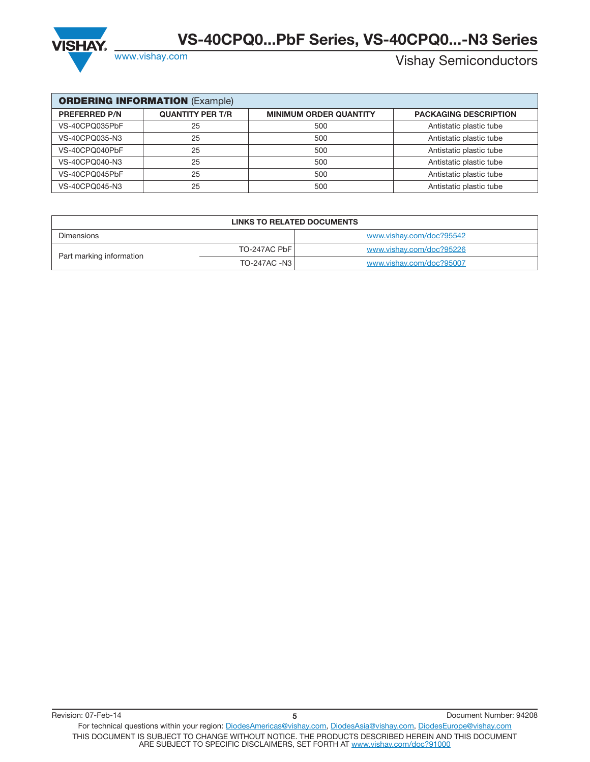| **ORDERING INFORMATION** (Example) | | | |
|---|---|---|---|
| **PREFERRED P/N** | **QUANTITY PER T/R** | **MINIMUM ORDER QUANTITY** | **PACKAGING DESCRIPTION** |
| VS-40CPQ035PbF | 25 | 500 | Antistatic plastic tube |
| VS-40CPQ035-N3 | 25 | 500 | Antistatic plastic tube |
| VS-40CPQ040PbF | 25 | 500 | Antistatic plastic tube |
| VS-40CPQ040-N3 | 25 | 500 | Antistatic plastic tube |
| VS-40CPQ045PbF | 25 | 500 | Antistatic plastic tube |
| VS-40CPQ045-N3 | 25 | 500 | Antistatic plastic tube |

| **LINKS TO RELATED DOCUMENTS** | | |
|---|---|---|
| Dimensions | | www.vishay.com/doc?95542 |
| Part marking information | TO-247AC PbF | www.vishay.com/doc?95226 |
| | TO-247AC -N3 | www.vishay.com/doc?95007 |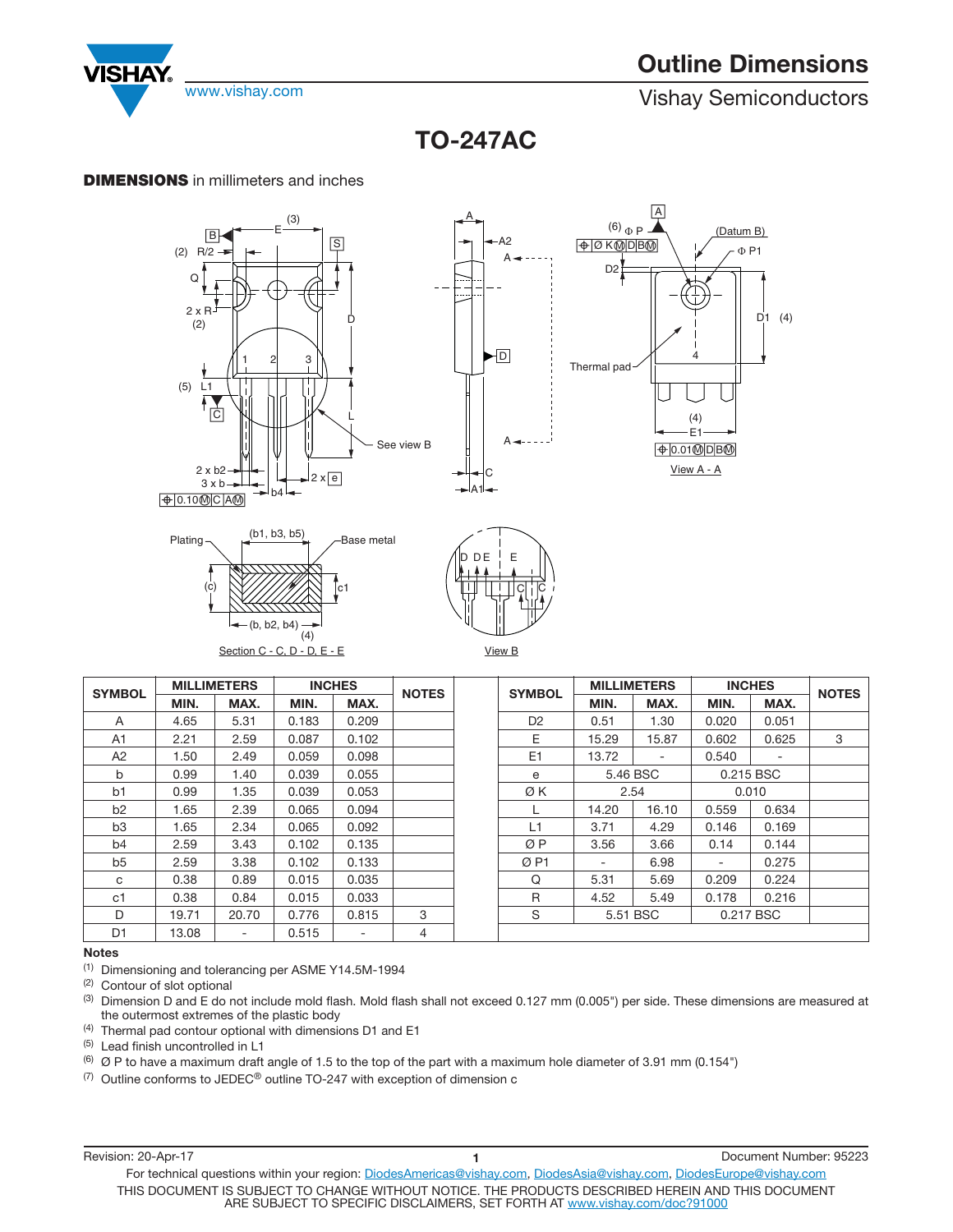# Outline Dimensions

## TO-247AC

**DIMENSIONS** in millimeters and inches

| SYMBOL | MILLIMETERS | | INCHES | | NOTES |
|---|---|---|---|---|---|
| | MIN. | MAX. | MIN. | MAX. | |
| A | 4.65 | 5.31 | 0.183 | 0.209 | |
| A1 | 2.21 | 2.59 | 0.087 | 0.102 | |
| A2 | 1.50 | 2.49 | 0.059 | 0.098 | |
| b | 0.99 | 1.40 | 0.039 | 0.055 | |
| b1 | 0.99 | 1.35 | 0.039 | 0.053 | |
| b2 | 1.65 | 2.39 | 0.065 | 0.094 | |
| b3 | 1.65 | 2.34 | 0.065 | 0.092 | |
| b4 | 2.59 | 3.43 | 0.102 | 0.135 | |
| b5 | 2.59 | 3.38 | 0.102 | 0.133 | |
| c | 0.38 | 0.89 | 0.015 | 0.035 | |
| c1 | 0.38 | 0.84 | 0.015 | 0.033 | |
| D | 19.71 | 20.70 | 0.776 | 0.815 | 3 |
| D1 | 13.08 | - | 0.515 | - | 4 |
| D2 | 0.51 | 1.30 | 0.020 | 0.051 | |
| E | 15.29 | 15.87 | 0.602 | 0.625 | 3 |
| E1 | 13.72 | - | 0.540 | - | |
| e | 5.46 BSC | | 0.215 BSC | | |
| Ø K | 2.54 | | 0.010 | | |
| L | 14.20 | 16.10 | 0.559 | 0.634 | |
| L1 | 3.71 | 4.29 | 0.146 | 0.169 | |
| Ø P | 3.56 | 3.66 | 0.14 | 0.144 | |
| Ø P1 | - | 6.98 | - | 0.275 | |
| Q | 5.31 | 5.69 | 0.209 | 0.224 | |
| R | 4.52 | 5.49 | 0.178 | 0.216 | |
| S | 5.51 BSC | | 0.217 BSC | | |

**Notes**

(1) Dimensioning and tolerancing per ASME Y14.5M-1994

(2) Contour of slot optional

(3) Dimension D and E do not include mold flash. Mold flash shall not exceed 0.127 mm (0.005") per side. These dimensions are measured at the outermost extremes of the plastic body

(4) Thermal pad contour optional with dimensions D1 and E1

(5) Lead finish uncontrolled in L1

(6) Ø P to have a maximum draft angle of 1.5 to the top of the part with a maximum hole diameter of 3.91 mm (0.154")

(7) Outline conforms to JEDEC® outline TO-247 with exception of dimension c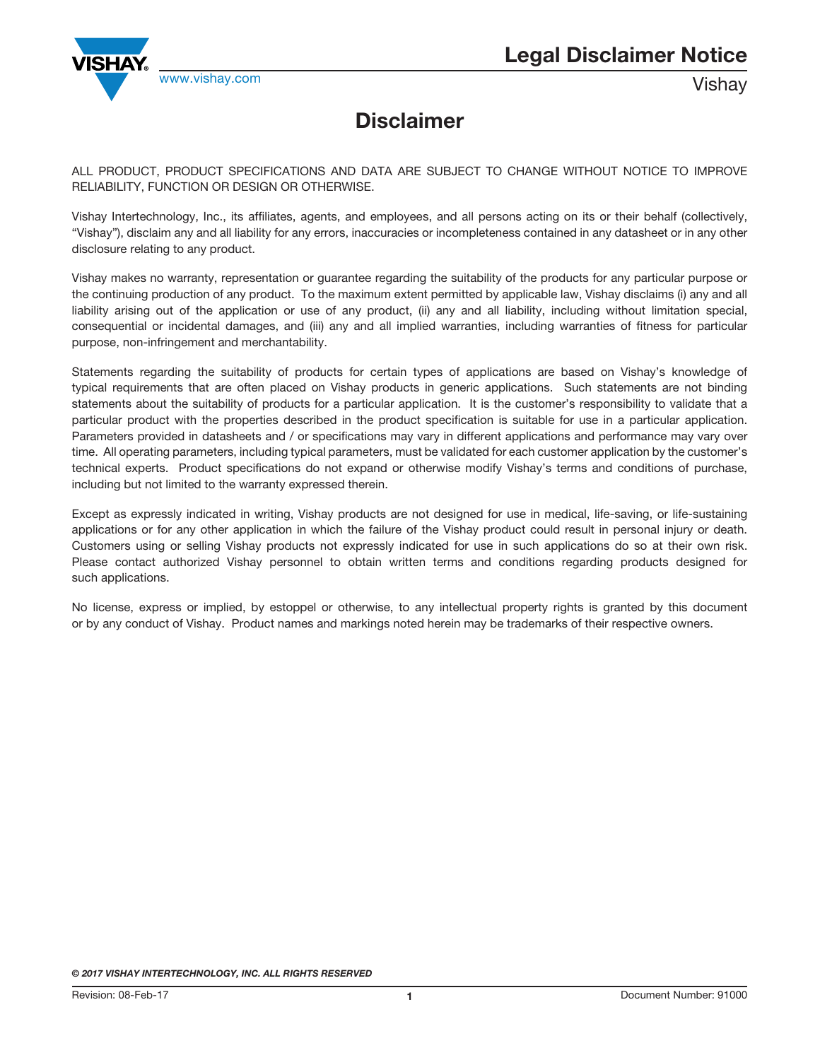# Disclaimer

ALL PRODUCT, PRODUCT SPECIFICATIONS AND DATA ARE SUBJECT TO CHANGE WITHOUT NOTICE TO IMPROVE RELIABILITY, FUNCTION OR DESIGN OR OTHERWISE.

Vishay Intertechnology, Inc., its affiliates, agents, and employees, and all persons acting on its or their behalf (collectively, "Vishay"), disclaim any and all liability for any errors, inaccuracies or incompleteness contained in any datasheet or in any other disclosure relating to any product.

Vishay makes no warranty, representation or guarantee regarding the suitability of the products for any particular purpose or the continuing production of any product. To the maximum extent permitted by applicable law, Vishay disclaims (i) any and all liability arising out of the application or use of any product, (ii) any and all liability, including without limitation special, consequential or incidental damages, and (iii) any and all implied warranties, including warranties of fitness for particular purpose, non-infringement and merchantability.

Statements regarding the suitability of products for certain types of applications are based on Vishay's knowledge of typical requirements that are often placed on Vishay products in generic applications. Such statements are not binding statements about the suitability of products for a particular application. It is the customer's responsibility to validate that a particular product with the properties described in the product specification is suitable for use in a particular application. Parameters provided in datasheets and / or specifications may vary in different applications and performance may vary over time. All operating parameters, including typical parameters, must be validated for each customer application by the customer's technical experts. Product specifications do not expand or otherwise modify Vishay's terms and conditions of purchase, including but not limited to the warranty expressed therein.

Except as expressly indicated in writing, Vishay products are not designed for use in medical, life-saving, or life-sustaining applications or for any other application in which the failure of the Vishay product could result in personal injury or death. Customers using or selling Vishay products not expressly indicated for use in such applications do so at their own risk. Please contact authorized Vishay personnel to obtain written terms and conditions regarding products designed for such applications.

No license, express or implied, by estoppel or otherwise, to any intellectual property rights is granted by this document or by any conduct of Vishay. Product names and markings noted herein may be trademarks of their respective owners.

***© 2017 VISHAY INTERTECHNOLOGY, INC. ALL RIGHTS RESERVED***